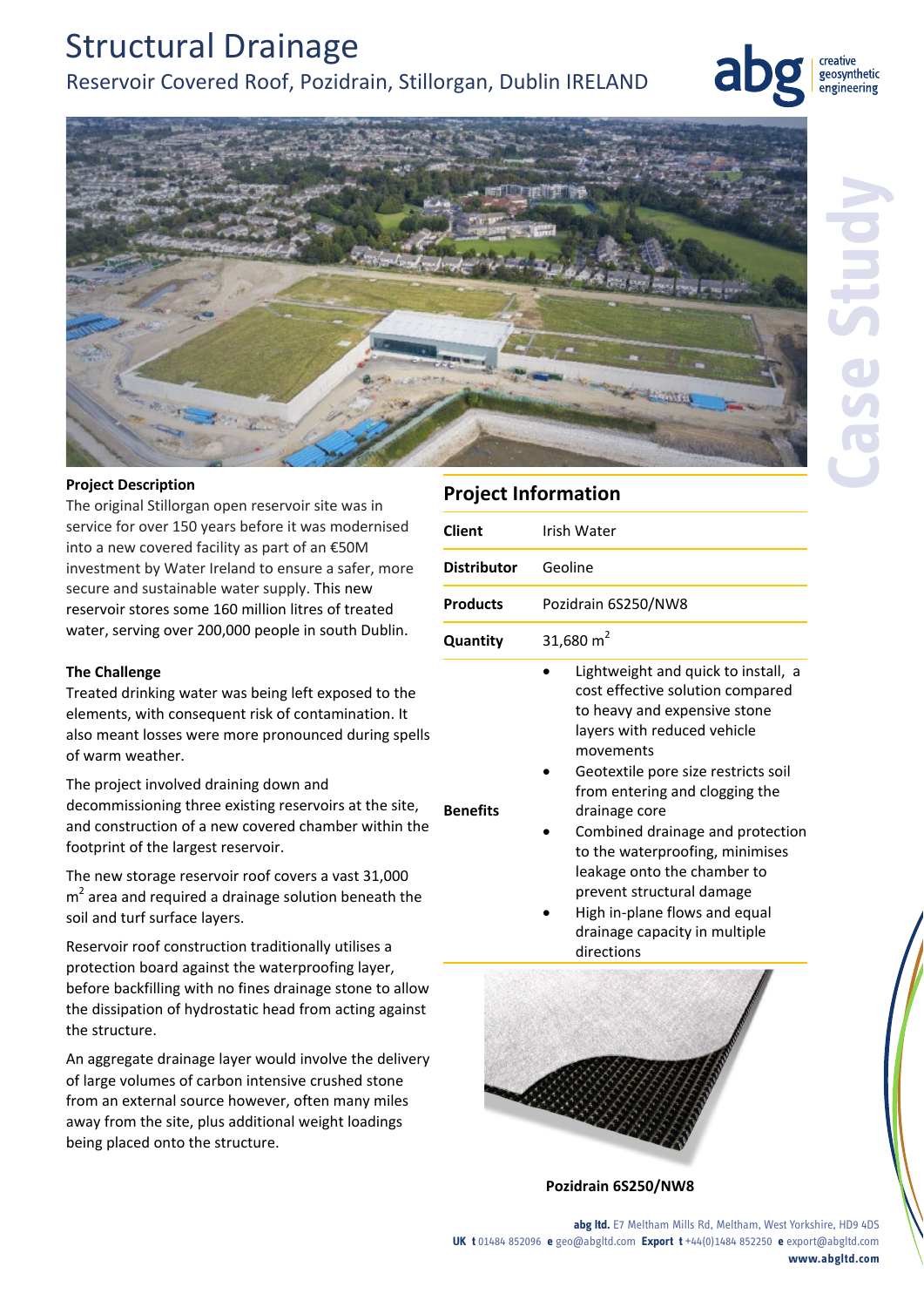# Structural Drainage

## Reservoir Covered Roof, Pozidrain, Stillorgan, Dublin IRELAND

abg creative geosynthetic engineering

Case Study

**Project Description**

The original Stillorgan open reservoir site was in service for over 150 years before it was modernised into a new covered facility as part of an €50M investment by Water Ireland to ensure a safer, more secure and sustainable water supply. This new reservoir stores some 160 million litres of treated water, serving over 200,000 people in south Dublin.

**The Challenge**

Treated drinking water was being left exposed to the elements, with consequent risk of contamination. It also meant losses were more pronounced during spells of warm weather.

The project involved draining down and decommissioning three existing reservoirs at the site, and construction of a new covered chamber within the footprint of the largest reservoir.

The new storage reservoir roof covers a vast 31,000 $m^2$ area and required a drainage solution beneath the soil and turf surface layers.

Reservoir roof construction traditionally utilises a protection board against the waterproofing layer, before backfilling with no fines drainage stone to allow the dissipation of hydrostatic head from acting against the structure.

An aggregate drainage layer would involve the delivery of large volumes of carbon intensive crushed stone from an external source however, often many miles away from the site, plus additional weight loadings being placed onto the structure.

## Project Information

| | |
|---|---|
| **Client** | Irish Water |
| **Distributor** | Geoline |
| **Products** | Pozidrain 6S250/NW8 |
| **Quantity** | 31,680 $m^2$ |
| **Benefits** | • Lightweight and quick to install, a cost effective solution compared to heavy and expensive stone layers with reduced vehicle movements<br>• Geotextile pore size restricts soil from entering and clogging the drainage core<br>• Combined drainage and protection to the waterproofing, minimises leakage onto the chamber to prevent structural damage<br>• High in-plane flows and equal drainage capacity in multiple directions |

**Pozidrain 6S250/NW8**

**abg ltd.** E7 Meltham Mills Rd, Meltham, West Yorkshire, HD9 4DS
**UK t** 01484 852096 **e** geo@abgltd.com **Export t** +44(0)1484 852250 **e** export@abgltd.com
**www.abgltd.com**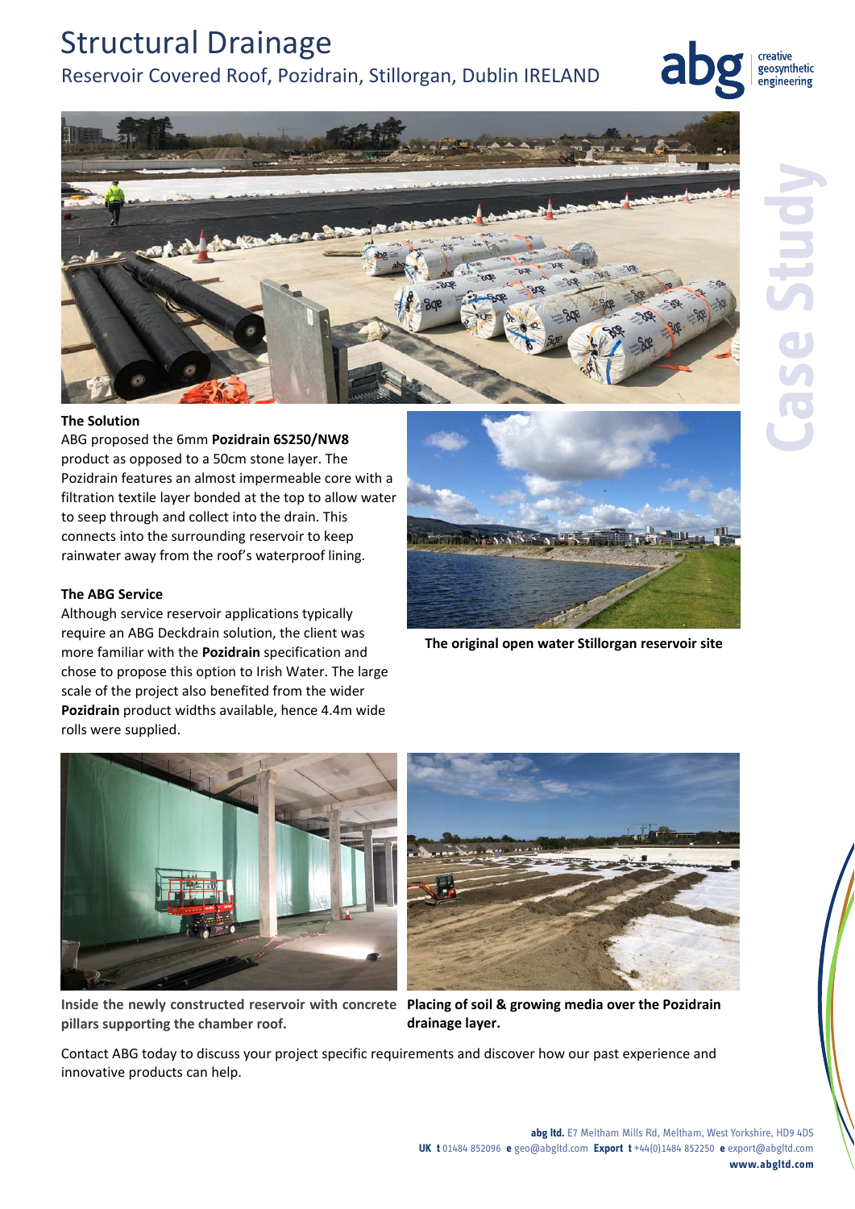# Structural Drainage

## Reservoir Covered Roof, Pozidrain, Stillorgan, Dublin IRELAND

**The Solution**

ABG proposed the 6mm **Pozidrain 6S250/NW8** product as opposed to a 50cm stone layer. The Pozidrain features an almost impermeable core with a filtration textile layer bonded at the top to allow water to seep through and collect into the drain. This connects into the surrounding reservoir to keep rainwater away from the roof's waterproof lining.

**The ABG Service**

Although service reservoir applications typically require an ABG Deckdrain solution, the client was more familiar with the **Pozidrain** specification and chose to propose this option to Irish Water. The large scale of the project also benefited from the wider **Pozidrain** product widths available, hence 4.4m wide rolls were supplied.

**The original open water Stillorgan reservoir site**

**Inside the newly constructed reservoir with concrete pillars supporting the chamber roof.**

**Placing of soil & growing media over the Pozidrain drainage layer.**

Contact ABG today to discuss your project specific requirements and discover how our past experience and innovative products can help.

**abg ltd.** E7 Meltham Mills Rd, Meltham, West Yorkshire, HD9 4DS
**UK t** 01484 852096 **e** geo@abgltd.com **Export t** +44(0)1484 852250 **e** export@abgltd.com
**www.abgltd.com**